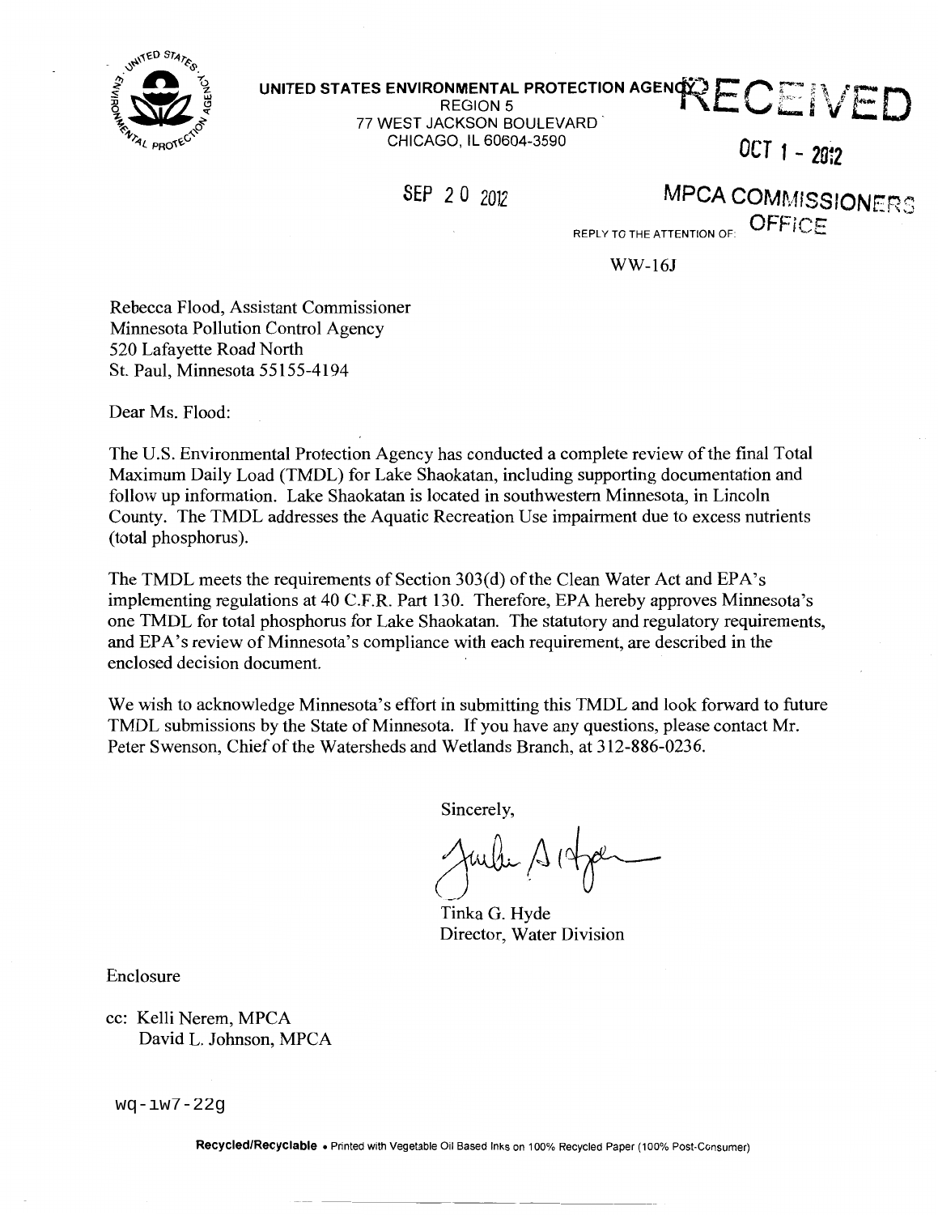UNITED STATES ENVIRONMENTAL PROTECTION AGENCY
REGION 5
77 WEST JACKSON BOULEVARD
CHICAGO, IL 60604-3590

RECEIVED

OCT 1 - 2012

MPCA COMMISSIONERS OFFICE

SEP 20 2012

REPLY TO THE ATTENTION OF:

WW-16J

Rebecca Flood, Assistant Commissioner
Minnesota Pollution Control Agency
520 Lafayette Road North
St. Paul, Minnesota 55155-4194

Dear Ms. Flood:

The U.S. Environmental Protection Agency has conducted a complete review of the final Total Maximum Daily Load (TMDL) for Lake Shaokatan, including supporting documentation and follow up information. Lake Shaokatan is located in southwestern Minnesota, in Lincoln County. The TMDL addresses the Aquatic Recreation Use impairment due to excess nutrients (total phosphorus).

The TMDL meets the requirements of Section 303(d) of the Clean Water Act and EPA's implementing regulations at 40 C.F.R. Part 130. Therefore, EPA hereby approves Minnesota's one TMDL for total phosphorus for Lake Shaokatan. The statutory and regulatory requirements, and EPA's review of Minnesota's compliance with each requirement, are described in the enclosed decision document.

We wish to acknowledge Minnesota's effort in submitting this TMDL and look forward to future TMDL submissions by the State of Minnesota. If you have any questions, please contact Mr. Peter Swenson, Chief of the Watersheds and Wetlands Branch, at 312-886-0236.

Sincerely,

Tinka G. Hyde
Director, Water Division

Enclosure

cc: Kelli Nerem, MPCA
David L. Johnson, MPCA

wq-iw7-22g

**Recycled/Recyclable** • Printed with Vegetable Oil Based Inks on 100% Recycled Paper (100% Post-Consumer)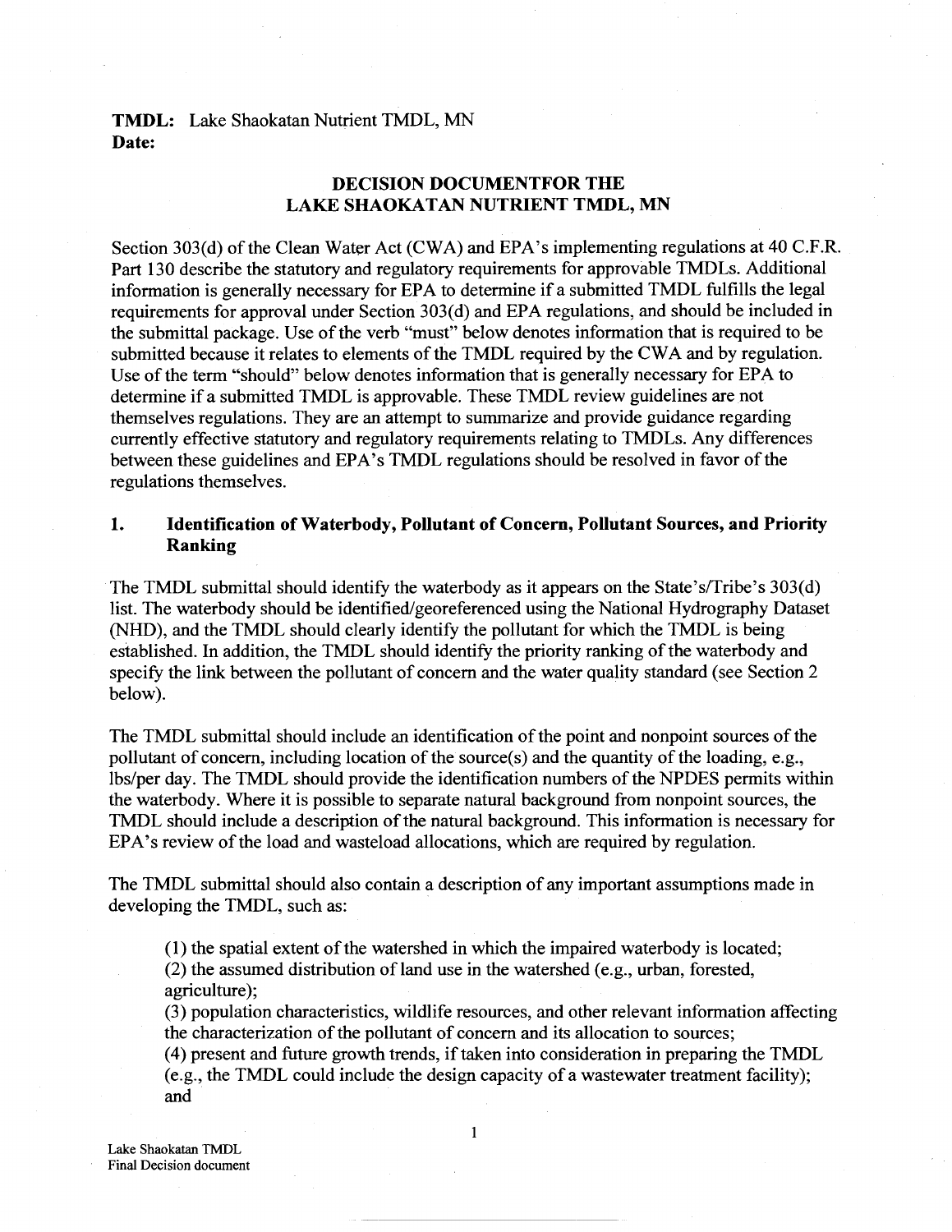**TMDL:** Lake Shaokatan Nutrient TMDL, MN
**Date:**

## DECISION DOCUMENTFOR THE LAKE SHAOKATAN NUTRIENT TMDL, MN

Section 303(d) of the Clean Water Act (CWA) and EPA's implementing regulations at 40 C.F.R. Part 130 describe the statutory and regulatory requirements for approvable TMDLs. Additional information is generally necessary for EPA to determine if a submitted TMDL fulfills the legal requirements for approval under Section 303(d) and EPA regulations, and should be included in the submittal package. Use of the verb "must" below denotes information that is required to be submitted because it relates to elements of the TMDL required by the CWA and by regulation. Use of the term "should" below denotes information that is generally necessary for EPA to determine if a submitted TMDL is approvable. These TMDL review guidelines are not themselves regulations. They are an attempt to summarize and provide guidance regarding currently effective statutory and regulatory requirements relating to TMDLs. Any differences between these guidelines and EPA's TMDL regulations should be resolved in favor of the regulations themselves.

### 1. Identification of Waterbody, Pollutant of Concern, Pollutant Sources, and Priority Ranking

The TMDL submittal should identify the waterbody as it appears on the State's/Tribe's 303(d) list. The waterbody should be identified/georeferenced using the National Hydrography Dataset (NHD), and the TMDL should clearly identify the pollutant for which the TMDL is being established. In addition, the TMDL should identify the priority ranking of the waterbody and specify the link between the pollutant of concern and the water quality standard (see Section 2 below).

The TMDL submittal should include an identification of the point and nonpoint sources of the pollutant of concern, including location of the source(s) and the quantity of the loading, e.g., lbs/per day. The TMDL should provide the identification numbers of the NPDES permits within the waterbody. Where it is possible to separate natural background from nonpoint sources, the TMDL should include a description of the natural background. This information is necessary for EPA's review of the load and wasteload allocations, which are required by regulation.

The TMDL submittal should also contain a description of any important assumptions made in developing the TMDL, such as:

(1) the spatial extent of the watershed in which the impaired waterbody is located;
(2) the assumed distribution of land use in the watershed (e.g., urban, forested, agriculture);
(3) population characteristics, wildlife resources, and other relevant information affecting the characterization of the pollutant of concern and its allocation to sources;
(4) present and future growth trends, if taken into consideration in preparing the TMDL (e.g., the TMDL could include the design capacity of a wastewater treatment facility); and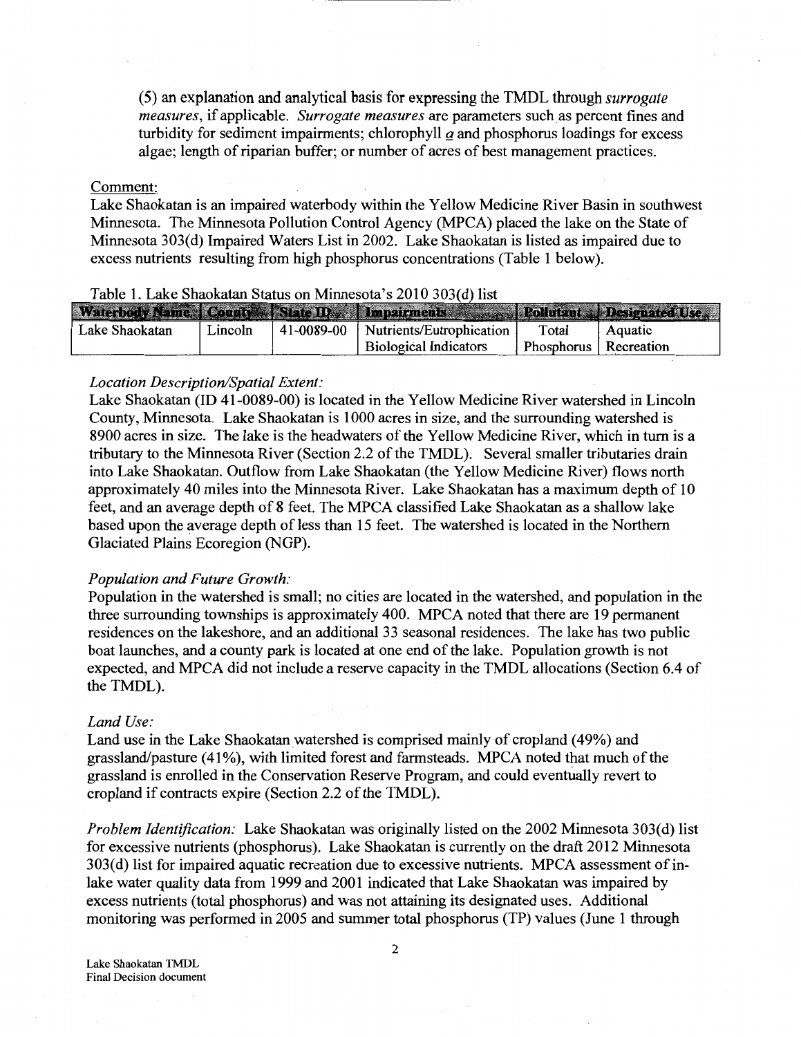(5) an explanation and analytical basis for expressing the TMDL through *surrogate measures*, if applicable. *Surrogate measures* are parameters such as percent fines and turbidity for sediment impairments; chlorophyll *a* and phosphorus loadings for excess algae; length of riparian buffer; or number of acres of best management practices.

Comment:

Lake Shaokatan is an impaired waterbody within the Yellow Medicine River Basin in southwest Minnesota. The Minnesota Pollution Control Agency (MPCA) placed the lake on the State of Minnesota 303(d) Impaired Waters List in 2002. Lake Shaokatan is listed as impaired due to excess nutrients resulting from high phosphorus concentrations (Table 1 below).

Table 1. Lake Shaokatan Status on Minnesota's 2010 303(d) list

| Waterbody Name | County | State ID | Impairments | Pollutant | Designated Use |
|---|---|---|---|---|---|
| Lake Shaokatan | Lincoln | 41-0089-00 | Nutrients/Eutrophication Biological Indicators | Total Phosphorus | Aquatic Recreation |

*Location Description/Spatial Extent:*

Lake Shaokatan (ID 41-0089-00) is located in the Yellow Medicine River watershed in Lincoln County, Minnesota. Lake Shaokatan is 1000 acres in size, and the surrounding watershed is 8900 acres in size. The lake is the headwaters of the Yellow Medicine River, which in turn is a tributary to the Minnesota River (Section 2.2 of the TMDL). Several smaller tributaries drain into Lake Shaokatan. Outflow from Lake Shaokatan (the Yellow Medicine River) flows north approximately 40 miles into the Minnesota River. Lake Shaokatan has a maximum depth of 10 feet, and an average depth of 8 feet. The MPCA classified Lake Shaokatan as a shallow lake based upon the average depth of less than 15 feet. The watershed is located in the Northern Glaciated Plains Ecoregion (NGP).

*Population and Future Growth:*

Population in the watershed is small; no cities are located in the watershed, and population in the three surrounding townships is approximately 400. MPCA noted that there are 19 permanent residences on the lakeshore, and an additional 33 seasonal residences. The lake has two public boat launches, and a county park is located at one end of the lake. Population growth is not expected, and MPCA did not include a reserve capacity in the TMDL allocations (Section 6.4 of the TMDL).

*Land Use:*

Land use in the Lake Shaokatan watershed is comprised mainly of cropland (49%) and grassland/pasture (41%), with limited forest and farmsteads. MPCA noted that much of the grassland is enrolled in the Conservation Reserve Program, and could eventually revert to cropland if contracts expire (Section 2.2 of the TMDL).

*Problem Identification:* Lake Shaokatan was originally listed on the 2002 Minnesota 303(d) list for excessive nutrients (phosphorus). Lake Shaokatan is currently on the draft 2012 Minnesota 303(d) list for impaired aquatic recreation due to excessive nutrients. MPCA assessment of in-lake water quality data from 1999 and 2001 indicated that Lake Shaokatan was impaired by excess nutrients (total phosphorus) and was not attaining its designated uses. Additional monitoring was performed in 2005 and summer total phosphorus (TP) values (June 1 through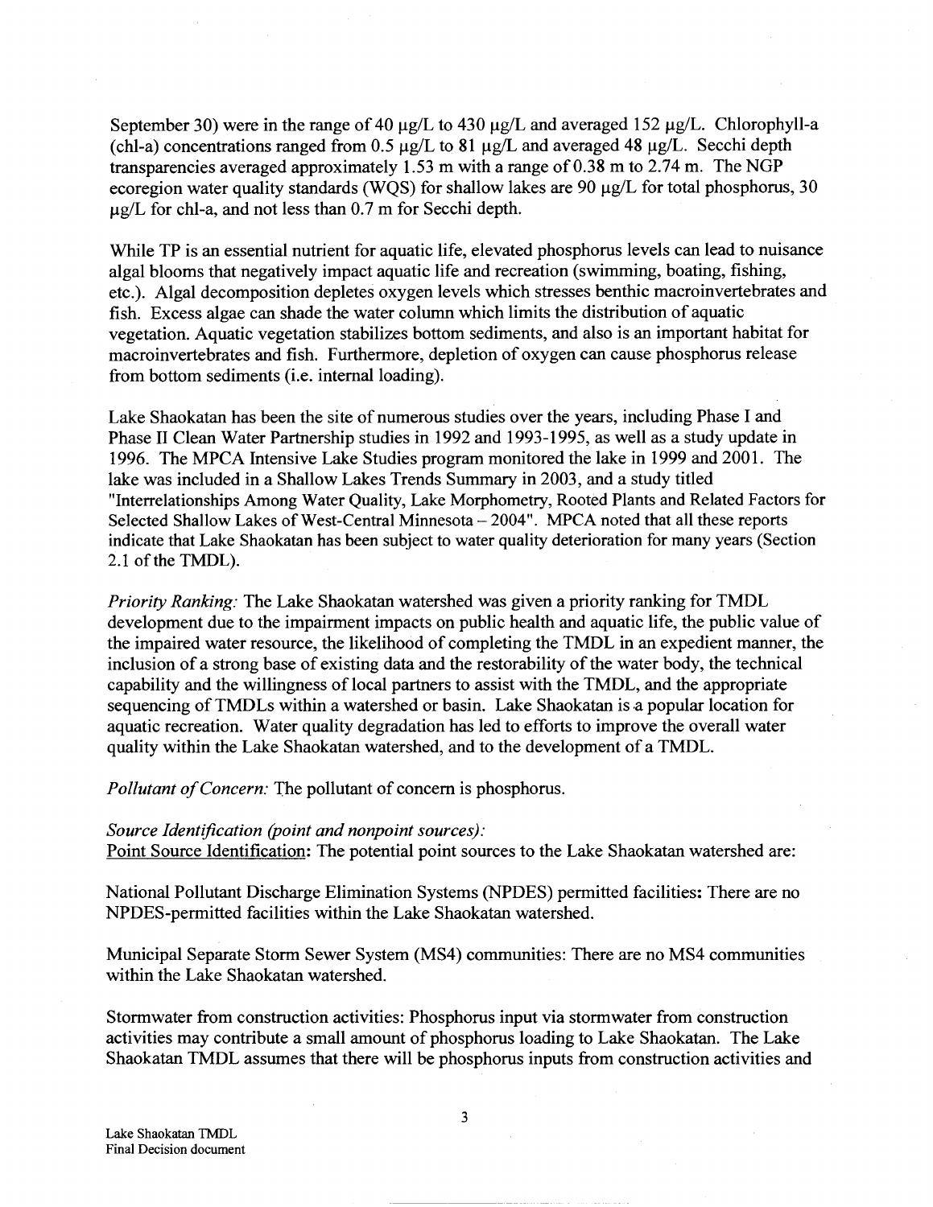September 30) were in the range of 40 μg/L to 430 μg/L and averaged 152 μg/L. Chlorophyll-a (chl-a) concentrations ranged from 0.5 μg/L to 81 μg/L and averaged 48 μg/L. Secchi depth transparencies averaged approximately 1.53 m with a range of 0.38 m to 2.74 m. The NGP ecoregion water quality standards (WQS) for shallow lakes are 90 μg/L for total phosphorus, 30 μg/L for chl-a, and not less than 0.7 m for Secchi depth.

While TP is an essential nutrient for aquatic life, elevated phosphorus levels can lead to nuisance algal blooms that negatively impact aquatic life and recreation (swimming, boating, fishing, etc.). Algal decomposition depletes oxygen levels which stresses benthic macroinvertebrates and fish. Excess algae can shade the water column which limits the distribution of aquatic vegetation. Aquatic vegetation stabilizes bottom sediments, and also is an important habitat for macroinvertebrates and fish. Furthermore, depletion of oxygen can cause phosphorus release from bottom sediments (i.e. internal loading).

Lake Shaokatan has been the site of numerous studies over the years, including Phase I and Phase II Clean Water Partnership studies in 1992 and 1993-1995, as well as a study update in 1996. The MPCA Intensive Lake Studies program monitored the lake in 1999 and 2001. The lake was included in a Shallow Lakes Trends Summary in 2003, and a study titled "Interrelationships Among Water Quality, Lake Morphometry, Rooted Plants and Related Factors for Selected Shallow Lakes of West-Central Minnesota – 2004". MPCA noted that all these reports indicate that Lake Shaokatan has been subject to water quality deterioration for many years (Section 2.1 of the TMDL).

*Priority Ranking:* The Lake Shaokatan watershed was given a priority ranking for TMDL development due to the impairment impacts on public health and aquatic life, the public value of the impaired water resource, the likelihood of completing the TMDL in an expedient manner, the inclusion of a strong base of existing data and the restorability of the water body, the technical capability and the willingness of local partners to assist with the TMDL, and the appropriate sequencing of TMDLs within a watershed or basin. Lake Shaokatan is a popular location for aquatic recreation. Water quality degradation has led to efforts to improve the overall water quality within the Lake Shaokatan watershed, and to the development of a TMDL.

*Pollutant of Concern:* The pollutant of concern is phosphorus.

*Source Identification (point and nonpoint sources):*
Point Source Identification: The potential point sources to the Lake Shaokatan watershed are:

National Pollutant Discharge Elimination Systems (NPDES) permitted facilities: There are no NPDES-permitted facilities within the Lake Shaokatan watershed.

Municipal Separate Storm Sewer System (MS4) communities: There are no MS4 communities within the Lake Shaokatan watershed.

Stormwater from construction activities: Phosphorus input via stormwater from construction activities may contribute a small amount of phosphorus loading to Lake Shaokatan. The Lake Shaokatan TMDL assumes that there will be phosphorus inputs from construction activities and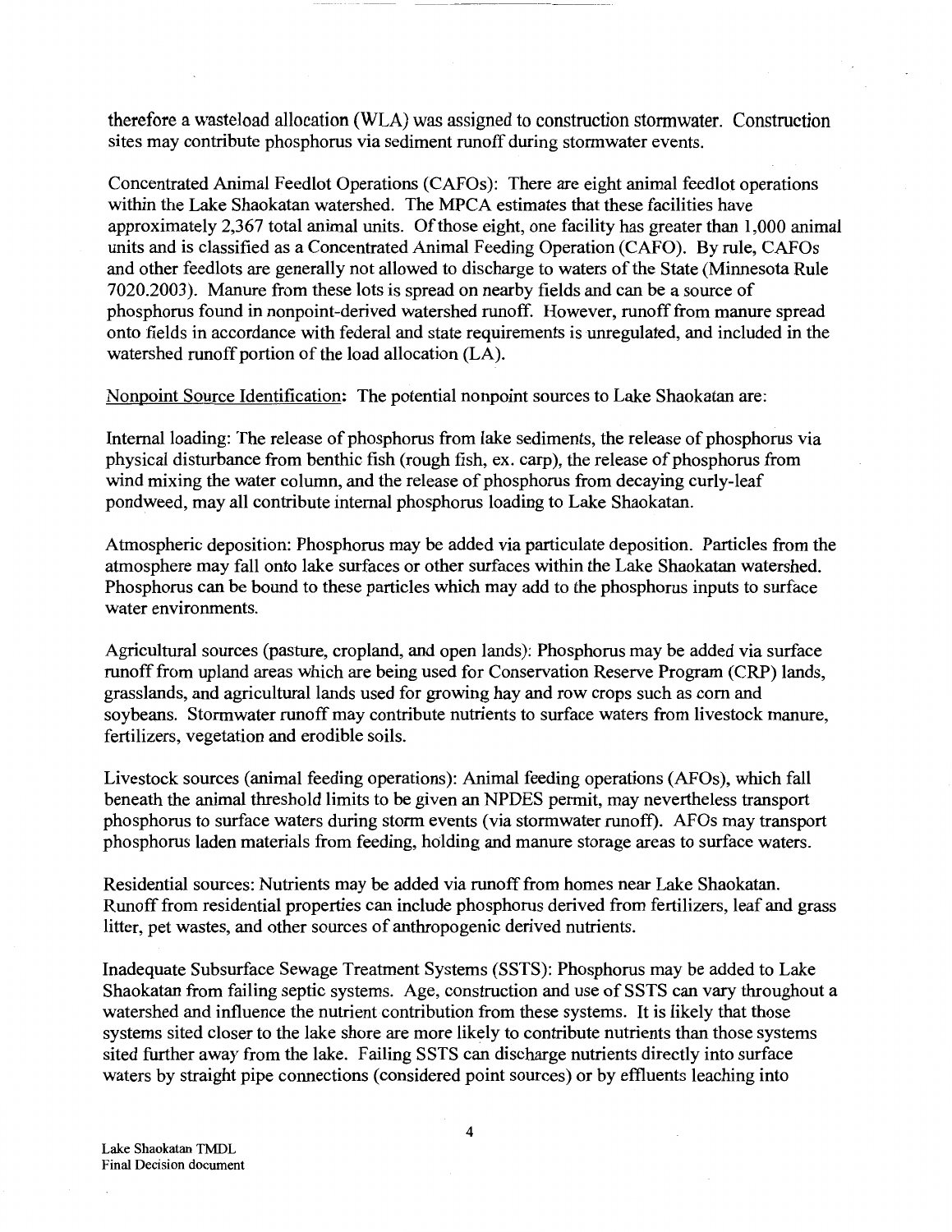therefore a wasteload allocation (WLA) was assigned to construction stormwater. Construction sites may contribute phosphorus via sediment runoff during stormwater events.

Concentrated Animal Feedlot Operations (CAFOs): There are eight animal feedlot operations within the Lake Shaokatan watershed. The MPCA estimates that these facilities have approximately 2,367 total animal units. Of those eight, one facility has greater than 1,000 animal units and is classified as a Concentrated Animal Feeding Operation (CAFO). By rule, CAFOs and other feedlots are generally not allowed to discharge to waters of the State (Minnesota Rule 7020.2003). Manure from these lots is spread on nearby fields and can be a source of phosphorus found in nonpoint-derived watershed runoff. However, runoff from manure spread onto fields in accordance with federal and state requirements is unregulated, and included in the watershed runoff portion of the load allocation (LA).

<u>Nonpoint Source Identification</u>: The potential nonpoint sources to Lake Shaokatan are:

Internal loading: The release of phosphorus from lake sediments, the release of phosphorus via physical disturbance from benthic fish (rough fish, ex. carp), the release of phosphorus from wind mixing the water column, and the release of phosphorus from decaying curly-leaf pondweed, may all contribute internal phosphorus loading to Lake Shaokatan.

Atmospheric deposition: Phosphorus may be added via particulate deposition. Particles from the atmosphere may fall onto lake surfaces or other surfaces within the Lake Shaokatan watershed. Phosphorus can be bound to these particles which may add to the phosphorus inputs to surface water environments.

Agricultural sources (pasture, cropland, and open lands): Phosphorus may be added via surface runoff from upland areas which are being used for Conservation Reserve Program (CRP) lands, grasslands, and agricultural lands used for growing hay and row crops such as corn and soybeans. Stormwater runoff may contribute nutrients to surface waters from livestock manure, fertilizers, vegetation and erodible soils.

Livestock sources (animal feeding operations): Animal feeding operations (AFOs), which fall beneath the animal threshold limits to be given an NPDES permit, may nevertheless transport phosphorus to surface waters during storm events (via stormwater runoff). AFOs may transport phosphorus laden materials from feeding, holding and manure storage areas to surface waters.

Residential sources: Nutrients may be added via runoff from homes near Lake Shaokatan. Runoff from residential properties can include phosphorus derived from fertilizers, leaf and grass litter, pet wastes, and other sources of anthropogenic derived nutrients.

Inadequate Subsurface Sewage Treatment Systems (SSTS): Phosphorus may be added to Lake Shaokatan from failing septic systems. Age, construction and use of SSTS can vary throughout a watershed and influence the nutrient contribution from these systems. It is likely that those systems sited closer to the lake shore are more likely to contribute nutrients than those systems sited further away from the lake. Failing SSTS can discharge nutrients directly into surface waters by straight pipe connections (considered point sources) or by effluents leaching into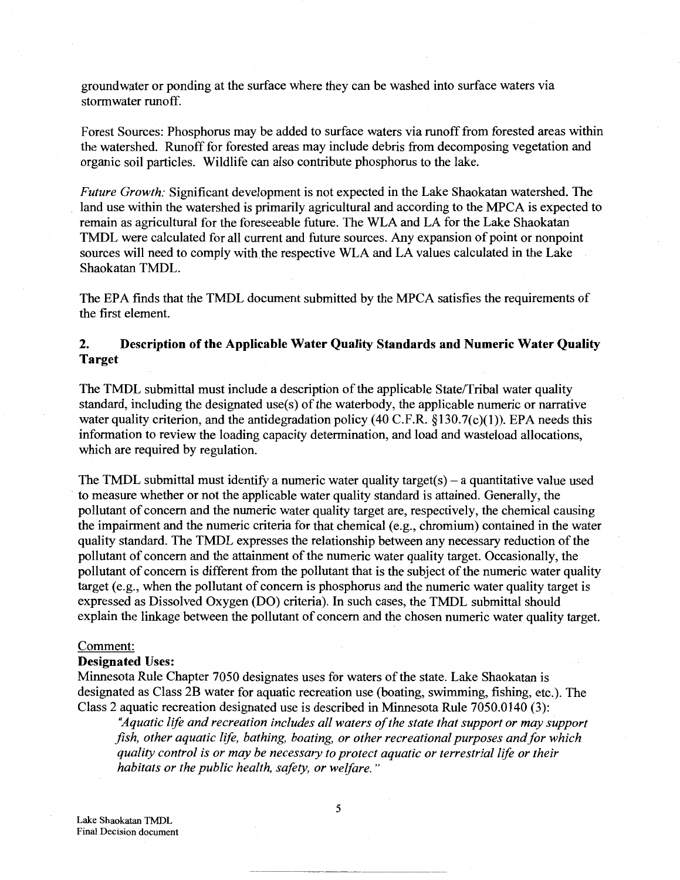groundwater or ponding at the surface where they can be washed into surface waters via stormwater runoff.

Forest Sources: Phosphorus may be added to surface waters via runoff from forested areas within the watershed. Runoff for forested areas may include debris from decomposing vegetation and organic soil particles. Wildlife can also contribute phosphorus to the lake.

*Future Growth:* Significant development is not expected in the Lake Shaokatan watershed. The land use within the watershed is primarily agricultural and according to the MPCA is expected to remain as agricultural for the foreseeable future. The WLA and LA for the Lake Shaokatan TMDL were calculated for all current and future sources. Any expansion of point or nonpoint sources will need to comply with the respective WLA and LA values calculated in the Lake Shaokatan TMDL.

The EPA finds that the TMDL document submitted by the MPCA satisfies the requirements of the first element.

## 2. Description of the Applicable Water Quality Standards and Numeric Water Quality Target

The TMDL submittal must include a description of the applicable State/Tribal water quality standard, including the designated use(s) of the waterbody, the applicable numeric or narrative water quality criterion, and the antidegradation policy (40 C.F.R. §130.7(c)(1)). EPA needs this information to review the loading capacity determination, and load and wasteload allocations, which are required by regulation.

The TMDL submittal must identify a numeric water quality target(s) – a quantitative value used to measure whether or not the applicable water quality standard is attained. Generally, the pollutant of concern and the numeric water quality target are, respectively, the chemical causing the impairment and the numeric criteria for that chemical (e.g., chromium) contained in the water quality standard. The TMDL expresses the relationship between any necessary reduction of the pollutant of concern and the attainment of the numeric water quality target. Occasionally, the pollutant of concern is different from the pollutant that is the subject of the numeric water quality target (e.g., when the pollutant of concern is phosphorus and the numeric water quality target is expressed as Dissolved Oxygen (DO) criteria). In such cases, the TMDL submittal should explain the linkage between the pollutant of concern and the chosen numeric water quality target.

Comment:

**Designated Uses:**

Minnesota Rule Chapter 7050 designates uses for waters of the state. Lake Shaokatan is designated as Class 2B water for aquatic recreation use (boating, swimming, fishing, etc.). The Class 2 aquatic recreation designated use is described in Minnesota Rule 7050.0140 (3):

> *"Aquatic life and recreation includes all waters of the state that support or may support fish, other aquatic life, bathing, boating, or other recreational purposes and for which quality control is or may be necessary to protect aquatic or terrestrial life or their habitats or the public health, safety, or welfare."*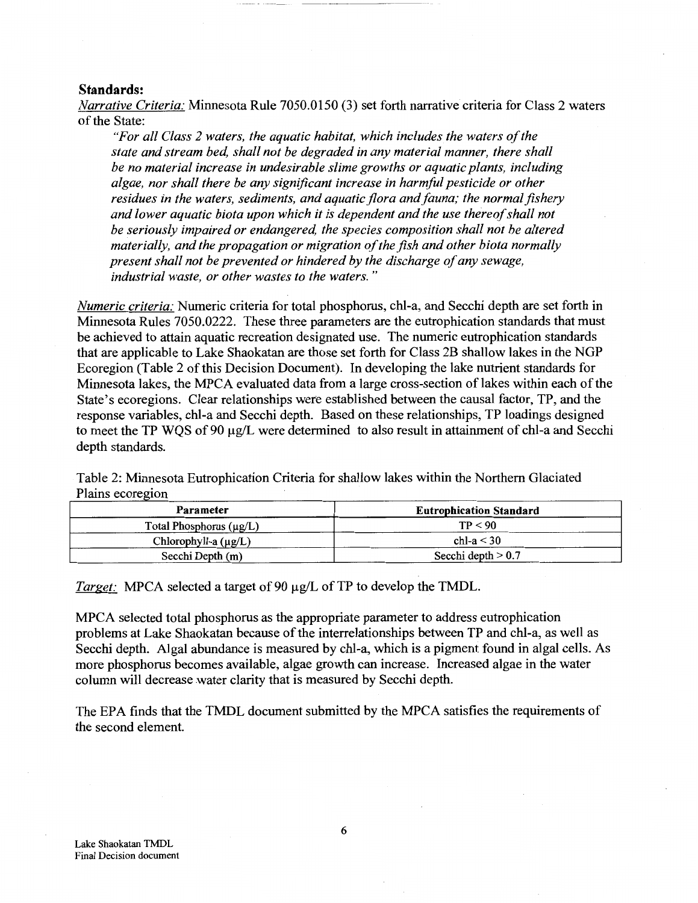**Standards:**

*Narrative Criteria:* Minnesota Rule 7050.0150 (3) set forth narrative criteria for Class 2 waters of the State:

> *"For all Class 2 waters, the aquatic habitat, which includes the waters of the state and stream bed, shall not be degraded in any material manner, there shall be no material increase in undesirable slime growths or aquatic plants, including algae, nor shall there be any significant increase in harmful pesticide or other residues in the waters, sediments, and aquatic flora and fauna; the normal fishery and lower aquatic biota upon which it is dependent and the use thereof shall not be seriously impaired or endangered, the species composition shall not be altered materially, and the propagation or migration of the fish and other biota normally present shall not be prevented or hindered by the discharge of any sewage, industrial waste, or other wastes to the waters."*

*Numeric criteria:* Numeric criteria for total phosphorus, chl-a, and Secchi depth are set forth in Minnesota Rules 7050.0222. These three parameters are the eutrophication standards that must be achieved to attain aquatic recreation designated use. The numeric eutrophication standards that are applicable to Lake Shaokatan are those set forth for Class 2B shallow lakes in the NGP Ecoregion (Table 2 of this Decision Document). In developing the lake nutrient standards for Minnesota lakes, the MPCA evaluated data from a large cross-section of lakes within each of the State's ecoregions. Clear relationships were established between the causal factor, TP, and the response variables, chl-a and Secchi depth. Based on these relationships, TP loadings designed to meet the TP WQS of 90 μg/L were determined to also result in attainment of chl-a and Secchi depth standards.

Table 2: Minnesota Eutrophication Criteria for shallow lakes within the Northern Glaciated Plains ecoregion

| Parameter | Eutrophication Standard |
|---|---|
| Total Phosphorus (μg/L) | TP < 90 |
| Chlorophyll-a (μg/L) | chl-a < 30 |
| Secchi Depth (m) | Secchi depth > 0.7 |

*Target:* MPCA selected a target of 90 μg/L of TP to develop the TMDL.

MPCA selected total phosphorus as the appropriate parameter to address eutrophication problems at Lake Shaokatan because of the interrelationships between TP and chl-a, as well as Secchi depth. Algal abundance is measured by chl-a, which is a pigment found in algal cells. As more phosphorus becomes available, algae growth can increase. Increased algae in the water column will decrease water clarity that is measured by Secchi depth.

The EPA finds that the TMDL document submitted by the MPCA satisfies the requirements of the second element.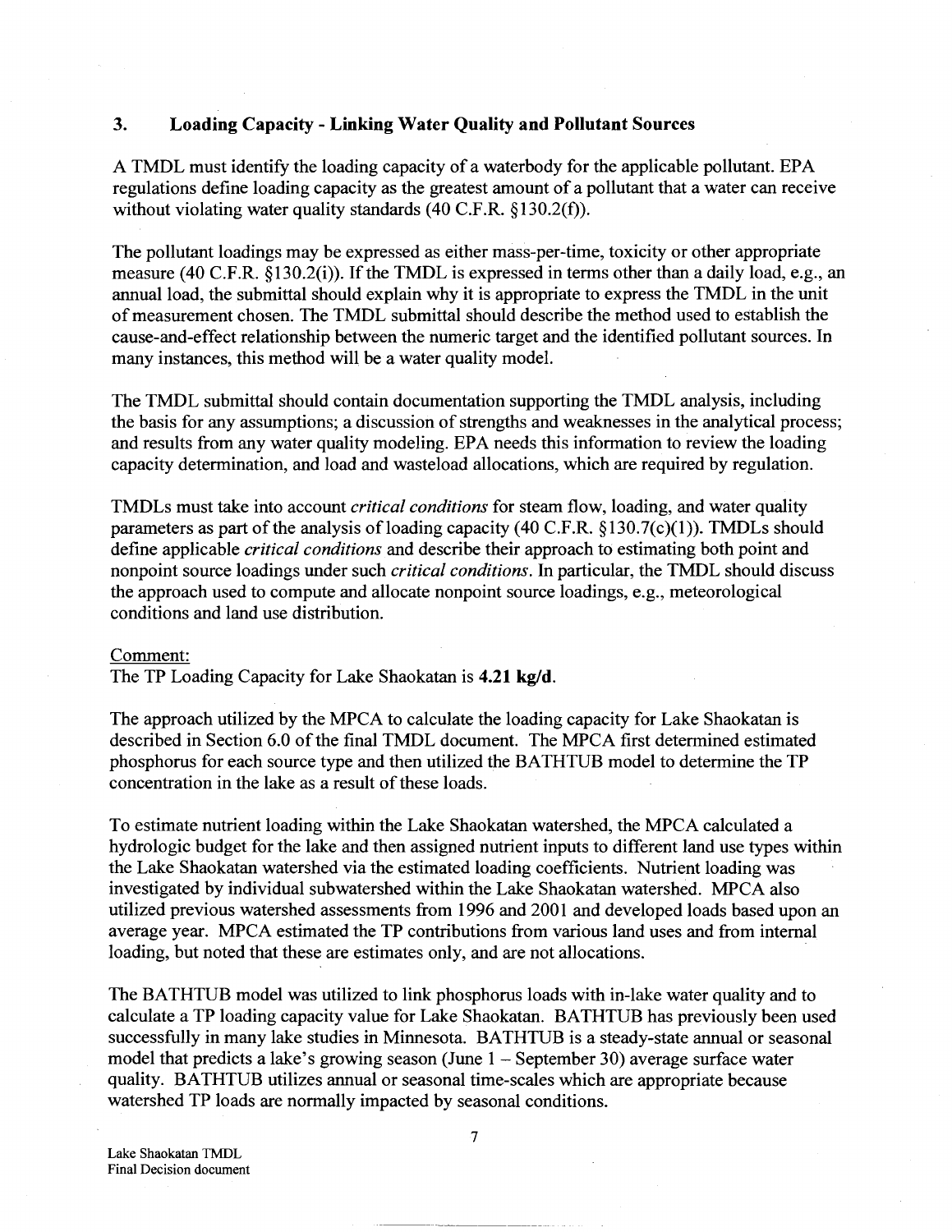### 3. Loading Capacity - Linking Water Quality and Pollutant Sources

A TMDL must identify the loading capacity of a waterbody for the applicable pollutant. EPA regulations define loading capacity as the greatest amount of a pollutant that a water can receive without violating water quality standards (40 C.F.R. §130.2(f)).

The pollutant loadings may be expressed as either mass-per-time, toxicity or other appropriate measure (40 C.F.R. §130.2(i)). If the TMDL is expressed in terms other than a daily load, e.g., an annual load, the submittal should explain why it is appropriate to express the TMDL in the unit of measurement chosen. The TMDL submittal should describe the method used to establish the cause-and-effect relationship between the numeric target and the identified pollutant sources. In many instances, this method will be a water quality model.

The TMDL submittal should contain documentation supporting the TMDL analysis, including the basis for any assumptions; a discussion of strengths and weaknesses in the analytical process; and results from any water quality modeling. EPA needs this information to review the loading capacity determination, and load and wasteload allocations, which are required by regulation.

TMDLs must take into account *critical conditions* for steam flow, loading, and water quality parameters as part of the analysis of loading capacity (40 C.F.R. §130.7(c)(1)). TMDLs should define applicable *critical conditions* and describe their approach to estimating both point and nonpoint source loadings under such *critical conditions*. In particular, the TMDL should discuss the approach used to compute and allocate nonpoint source loadings, e.g., meteorological conditions and land use distribution.

Comment:

The TP Loading Capacity for Lake Shaokatan is **4.21 kg/d**.

The approach utilized by the MPCA to calculate the loading capacity for Lake Shaokatan is described in Section 6.0 of the final TMDL document. The MPCA first determined estimated phosphorus for each source type and then utilized the BATHTUB model to determine the TP concentration in the lake as a result of these loads.

To estimate nutrient loading within the Lake Shaokatan watershed, the MPCA calculated a hydrologic budget for the lake and then assigned nutrient inputs to different land use types within the Lake Shaokatan watershed via the estimated loading coefficients. Nutrient loading was investigated by individual subwatershed within the Lake Shaokatan watershed. MPCA also utilized previous watershed assessments from 1996 and 2001 and developed loads based upon an average year. MPCA estimated the TP contributions from various land uses and from internal loading, but noted that these are estimates only, and are not allocations.

The BATHTUB model was utilized to link phosphorus loads with in-lake water quality and to calculate a TP loading capacity value for Lake Shaokatan. BATHTUB has previously been used successfully in many lake studies in Minnesota. BATHTUB is a steady-state annual or seasonal model that predicts a lake's growing season (June 1 – September 30) average surface water quality. BATHTUB utilizes annual or seasonal time-scales which are appropriate because watershed TP loads are normally impacted by seasonal conditions.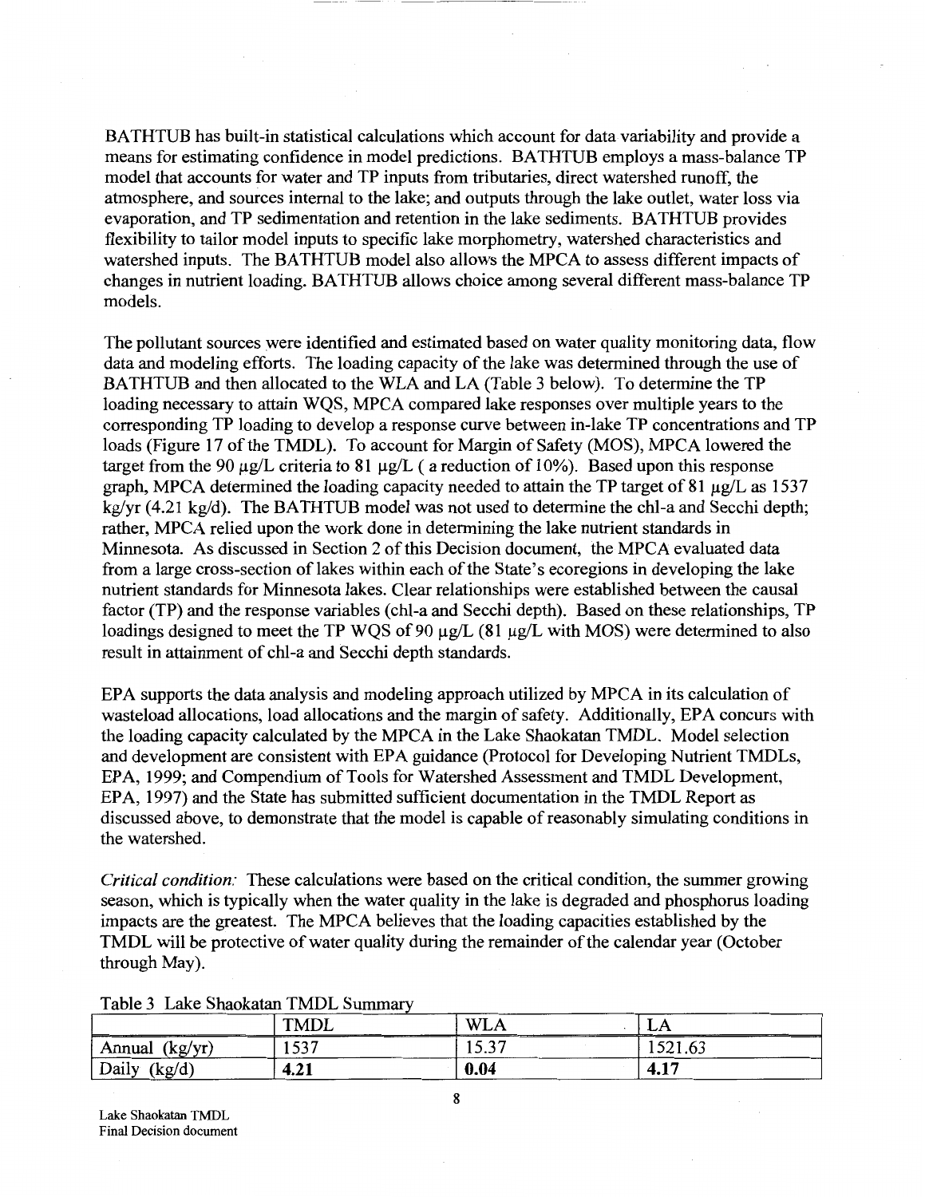BATHTUB has built-in statistical calculations which account for data variability and provide a means for estimating confidence in model predictions. BATHTUB employs a mass-balance TP model that accounts for water and TP inputs from tributaries, direct watershed runoff, the atmosphere, and sources internal to the lake; and outputs through the lake outlet, water loss via evaporation, and TP sedimentation and retention in the lake sediments. BATHTUB provides flexibility to tailor model inputs to specific lake morphometry, watershed characteristics and watershed inputs. The BATHTUB model also allows the MPCA to assess different impacts of changes in nutrient loading. BATHTUB allows choice among several different mass-balance TP models.

The pollutant sources were identified and estimated based on water quality monitoring data, flow data and modeling efforts. The loading capacity of the lake was determined through the use of BATHTUB and then allocated to the WLA and LA (Table 3 below). To determine the TP loading necessary to attain WQS, MPCA compared lake responses over multiple years to the corresponding TP loading to develop a response curve between in-lake TP concentrations and TP loads (Figure 17 of the TMDL). To account for Margin of Safety (MOS), MPCA lowered the target from the 90 µg/L criteria to 81 µg/L ( a reduction of 10%). Based upon this response graph, MPCA determined the loading capacity needed to attain the TP target of 81 µg/L as 1537 kg/yr (4.21 kg/d). The BATHTUB model was not used to determine the chl-a and Secchi depth; rather, MPCA relied upon the work done in determining the lake nutrient standards in Minnesota. As discussed in Section 2 of this Decision document, the MPCA evaluated data from a large cross-section of lakes within each of the State's ecoregions in developing the lake nutrient standards for Minnesota lakes. Clear relationships were established between the causal factor (TP) and the response variables (chl-a and Secchi depth). Based on these relationships, TP loadings designed to meet the TP WQS of 90 µg/L (81 µg/L with MOS) were determined to also result in attainment of chl-a and Secchi depth standards.

EPA supports the data analysis and modeling approach utilized by MPCA in its calculation of wasteload allocations, load allocations and the margin of safety. Additionally, EPA concurs with the loading capacity calculated by the MPCA in the Lake Shaokatan TMDL. Model selection and development are consistent with EPA guidance (Protocol for Developing Nutrient TMDLs, EPA, 1999; and Compendium of Tools for Watershed Assessment and TMDL Development, EPA, 1997) and the State has submitted sufficient documentation in the TMDL Report as discussed above, to demonstrate that the model is capable of reasonably simulating conditions in the watershed.

*Critical condition:* These calculations were based on the critical condition, the summer growing season, which is typically when the water quality in the lake is degraded and phosphorus loading impacts are the greatest. The MPCA believes that the loading capacities established by the TMDL will be protective of water quality during the remainder of the calendar year (October through May).

Table 3 Lake Shaokatan TMDL Summary

| | TMDL | WLA | LA |
|---|---|---|---|
| Annual (kg/yr) | 1537 | 15.37 | 1521.63 |
| Daily (kg/d) | **4.21** | **0.04** | **4.17** |

Lake Shaokatan TMDL
Final Decision document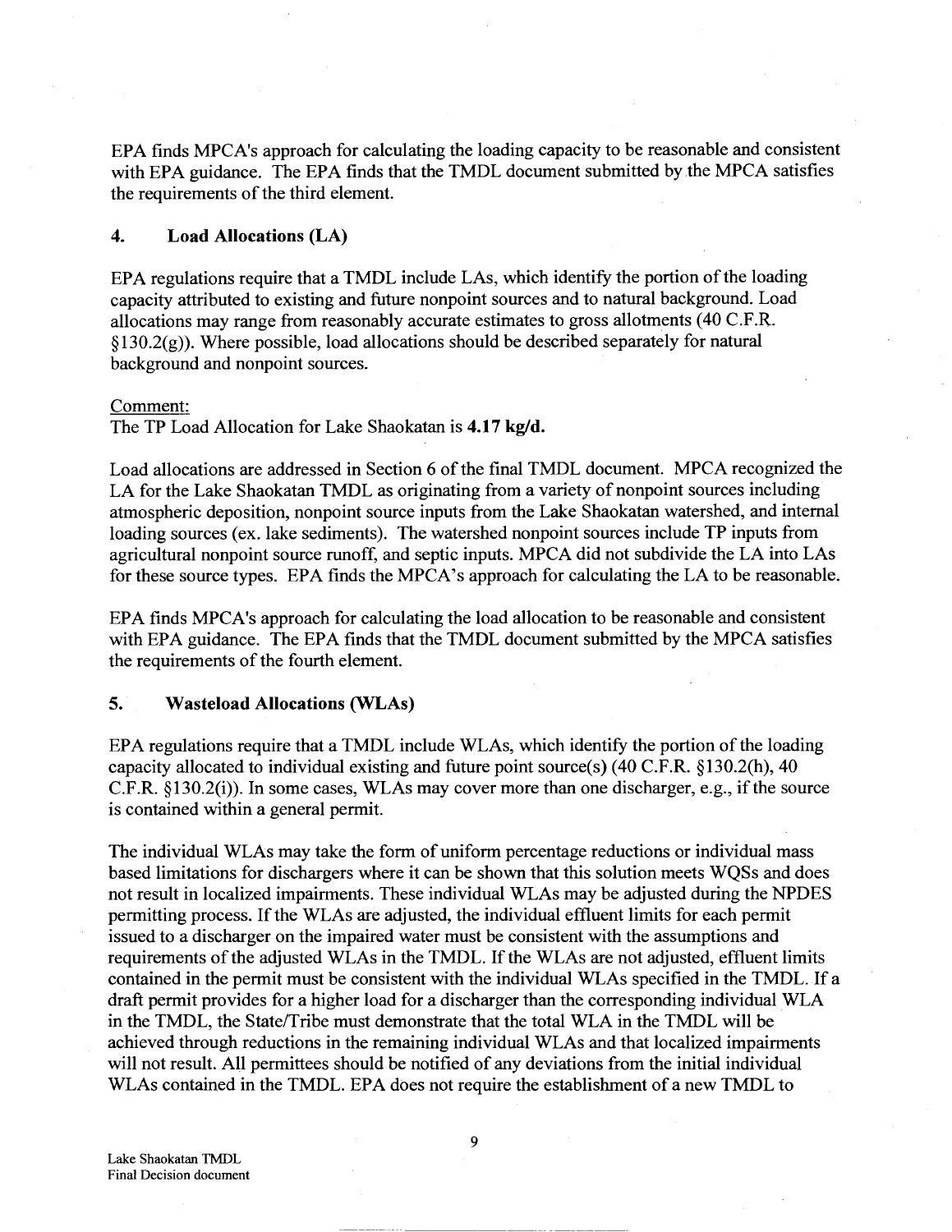EPA finds MPCA's approach for calculating the loading capacity to be reasonable and consistent with EPA guidance. The EPA finds that the TMDL document submitted by the MPCA satisfies the requirements of the third element.

### 4. Load Allocations (LA)

EPA regulations require that a TMDL include LAs, which identify the portion of the loading capacity attributed to existing and future nonpoint sources and to natural background. Load allocations may range from reasonably accurate estimates to gross allotments (40 C.F.R. §130.2(g)). Where possible, load allocations should be described separately for natural background and nonpoint sources.

Comment:
The TP Load Allocation for Lake Shaokatan is **4.17 kg/d.**

Load allocations are addressed in Section 6 of the final TMDL document. MPCA recognized the LA for the Lake Shaokatan TMDL as originating from a variety of nonpoint sources including atmospheric deposition, nonpoint source inputs from the Lake Shaokatan watershed, and internal loading sources (ex. lake sediments). The watershed nonpoint sources include TP inputs from agricultural nonpoint source runoff, and septic inputs. MPCA did not subdivide the LA into LAs for these source types. EPA finds the MPCA's approach for calculating the LA to be reasonable.

EPA finds MPCA's approach for calculating the load allocation to be reasonable and consistent with EPA guidance. The EPA finds that the TMDL document submitted by the MPCA satisfies the requirements of the fourth element.

### 5. Wasteload Allocations (WLAs)

EPA regulations require that a TMDL include WLAs, which identify the portion of the loading capacity allocated to individual existing and future point source(s) (40 C.F.R. §130.2(h), 40 C.F.R. §130.2(i)). In some cases, WLAs may cover more than one discharger, e.g., if the source is contained within a general permit.

The individual WLAs may take the form of uniform percentage reductions or individual mass based limitations for dischargers where it can be shown that this solution meets WQSs and does not result in localized impairments. These individual WLAs may be adjusted during the NPDES permitting process. If the WLAs are adjusted, the individual effluent limits for each permit issued to a discharger on the impaired water must be consistent with the assumptions and requirements of the adjusted WLAs in the TMDL. If the WLAs are not adjusted, effluent limits contained in the permit must be consistent with the individual WLAs specified in the TMDL. If a draft permit provides for a higher load for a discharger than the corresponding individual WLA in the TMDL, the State/Tribe must demonstrate that the total WLA in the TMDL will be achieved through reductions in the remaining individual WLAs and that localized impairments will not result. All permittees should be notified of any deviations from the initial individual WLAs contained in the TMDL. EPA does not require the establishment of a new TMDL to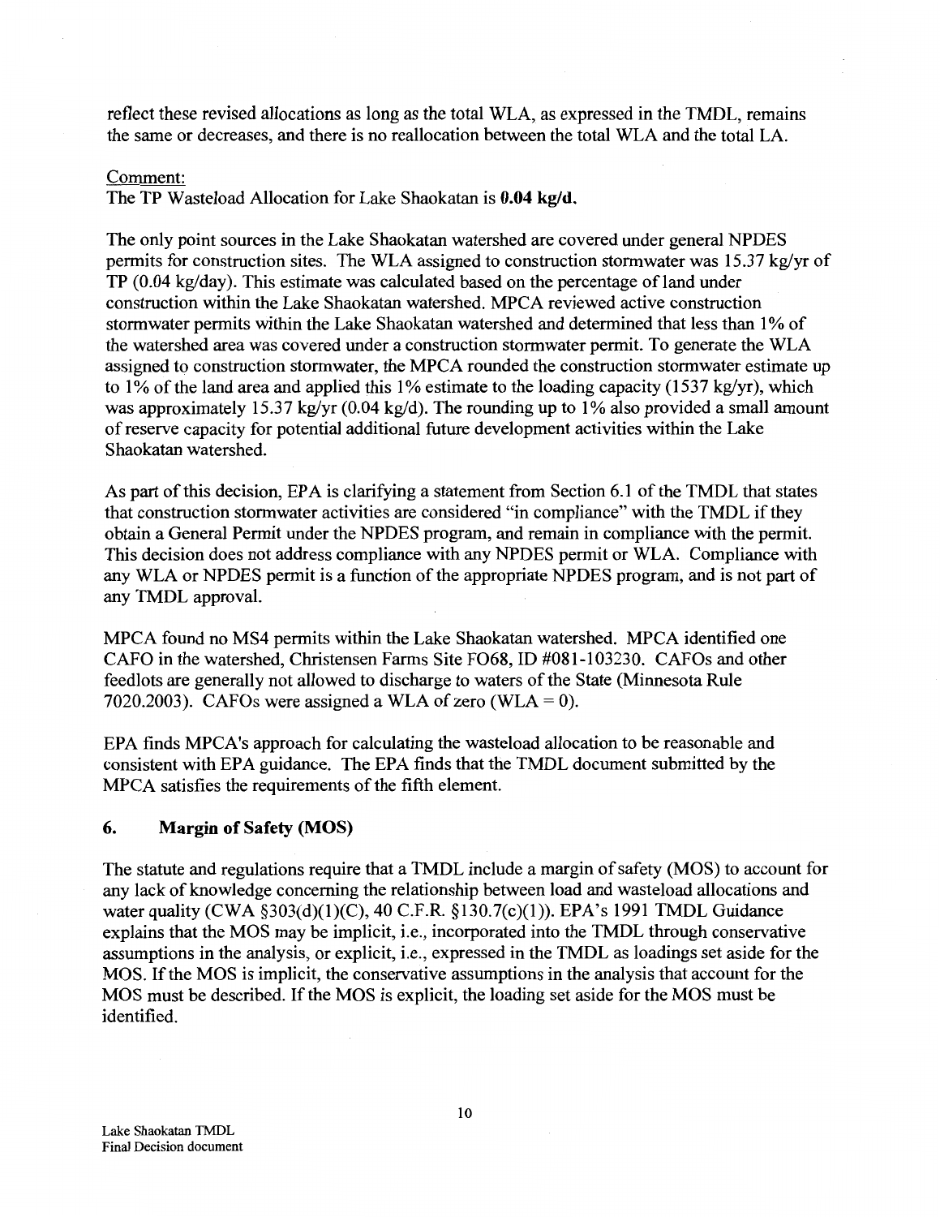reflect these revised allocations as long as the total WLA, as expressed in the TMDL, remains the same or decreases, and there is no reallocation between the total WLA and the total LA.

Comment:

The TP Wasteload Allocation for Lake Shaokatan is **0.04 kg/d.**

The only point sources in the Lake Shaokatan watershed are covered under general NPDES permits for construction sites. The WLA assigned to construction stormwater was 15.37 kg/yr of TP (0.04 kg/day). This estimate was calculated based on the percentage of land under construction within the Lake Shaokatan watershed. MPCA reviewed active construction stormwater permits within the Lake Shaokatan watershed and determined that less than 1% of the watershed area was covered under a construction stormwater permit. To generate the WLA assigned to construction stormwater, the MPCA rounded the construction stormwater estimate up to 1% of the land area and applied this 1% estimate to the loading capacity (1537 kg/yr), which was approximately 15.37 kg/yr (0.04 kg/d). The rounding up to 1% also provided a small amount of reserve capacity for potential additional future development activities within the Lake Shaokatan watershed.

As part of this decision, EPA is clarifying a statement from Section 6.1 of the TMDL that states that construction stormwater activities are considered "in compliance" with the TMDL if they obtain a General Permit under the NPDES program, and remain in compliance with the permit. This decision does not address compliance with any NPDES permit or WLA. Compliance with any WLA or NPDES permit is a function of the appropriate NPDES program, and is not part of any TMDL approval.

MPCA found no MS4 permits within the Lake Shaokatan watershed. MPCA identified one CAFO in the watershed, Christensen Farms Site FO68, ID #081-103230. CAFOs and other feedlots are generally not allowed to discharge to waters of the State (Minnesota Rule 7020.2003). CAFOs were assigned a WLA of zero (WLA = 0).

EPA finds MPCA's approach for calculating the wasteload allocation to be reasonable and consistent with EPA guidance. The EPA finds that the TMDL document submitted by the MPCA satisfies the requirements of the fifth element.

## 6. Margin of Safety (MOS)

The statute and regulations require that a TMDL include a margin of safety (MOS) to account for any lack of knowledge concerning the relationship between load and wasteload allocations and water quality (CWA §303(d)(1)(C), 40 C.F.R. §130.7(c)(1)). EPA's 1991 TMDL Guidance explains that the MOS may be implicit, i.e., incorporated into the TMDL through conservative assumptions in the analysis, or explicit, i.e., expressed in the TMDL as loadings set aside for the MOS. If the MOS is implicit, the conservative assumptions in the analysis that account for the MOS must be described. If the MOS is explicit, the loading set aside for the MOS must be identified.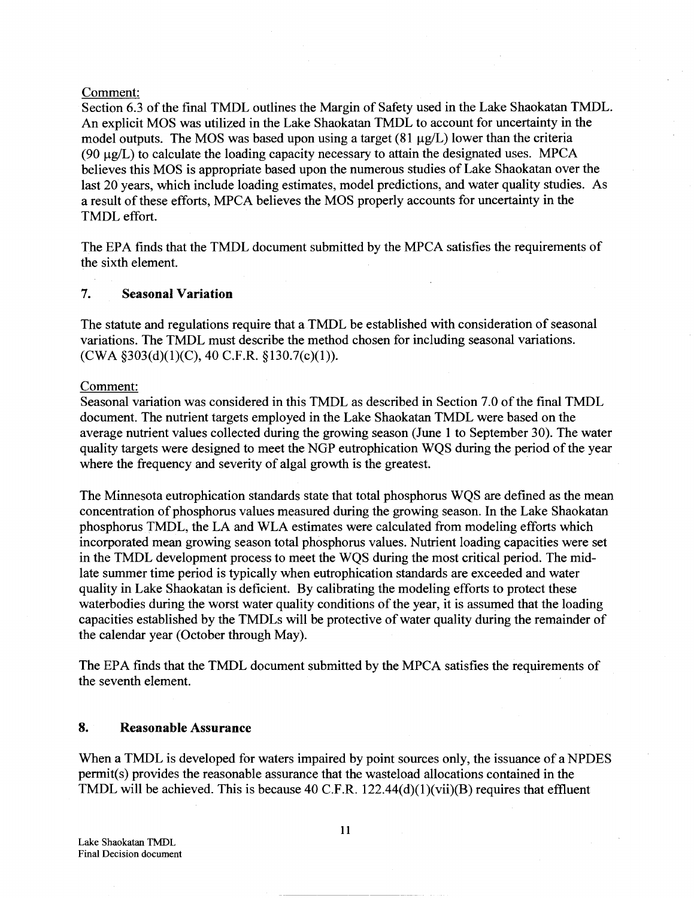Comment:

Section 6.3 of the final TMDL outlines the Margin of Safety used in the Lake Shaokatan TMDL. An explicit MOS was utilized in the Lake Shaokatan TMDL to account for uncertainty in the model outputs. The MOS was based upon using a target (81 μg/L) lower than the criteria (90 μg/L) to calculate the loading capacity necessary to attain the designated uses. MPCA believes this MOS is appropriate based upon the numerous studies of Lake Shaokatan over the last 20 years, which include loading estimates, model predictions, and water quality studies. As a result of these efforts, MPCA believes the MOS properly accounts for uncertainty in the TMDL effort.

The EPA finds that the TMDL document submitted by the MPCA satisfies the requirements of the sixth element.

## 7. Seasonal Variation

The statute and regulations require that a TMDL be established with consideration of seasonal variations. The TMDL must describe the method chosen for including seasonal variations. (CWA §303(d)(1)(C), 40 C.F.R. §130.7(c)(1)).

Comment:

Seasonal variation was considered in this TMDL as described in Section 7.0 of the final TMDL document. The nutrient targets employed in the Lake Shaokatan TMDL were based on the average nutrient values collected during the growing season (June 1 to September 30). The water quality targets were designed to meet the NGP eutrophication WQS during the period of the year where the frequency and severity of algal growth is the greatest.

The Minnesota eutrophication standards state that total phosphorus WQS are defined as the mean concentration of phosphorus values measured during the growing season. In the Lake Shaokatan phosphorus TMDL, the LA and WLA estimates were calculated from modeling efforts which incorporated mean growing season total phosphorus values. Nutrient loading capacities were set in the TMDL development process to meet the WQS during the most critical period. The mid-late summer time period is typically when eutrophication standards are exceeded and water quality in Lake Shaokatan is deficient. By calibrating the modeling efforts to protect these waterbodies during the worst water quality conditions of the year, it is assumed that the loading capacities established by the TMDLs will be protective of water quality during the remainder of the calendar year (October through May).

The EPA finds that the TMDL document submitted by the MPCA satisfies the requirements of the seventh element.

## 8. Reasonable Assurance

When a TMDL is developed for waters impaired by point sources only, the issuance of a NPDES permit(s) provides the reasonable assurance that the wasteload allocations contained in the TMDL will be achieved. This is because 40 C.F.R. 122.44(d)(1)(vii)(B) requires that effluent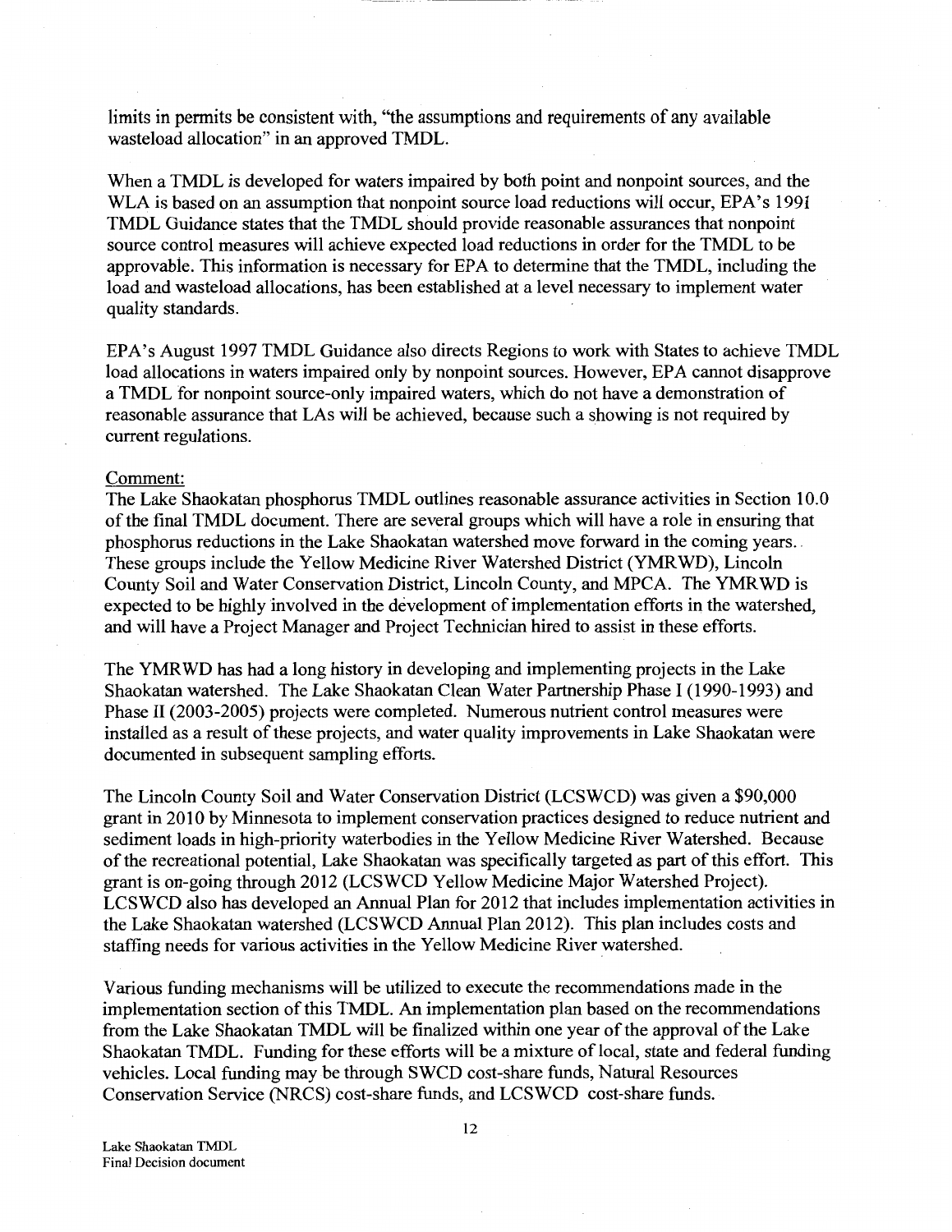limits in permits be consistent with, "the assumptions and requirements of any available wasteload allocation" in an approved TMDL.

When a TMDL is developed for waters impaired by both point and nonpoint sources, and the WLA is based on an assumption that nonpoint source load reductions will occur, EPA's 1991 TMDL Guidance states that the TMDL should provide reasonable assurances that nonpoint source control measures will achieve expected load reductions in order for the TMDL to be approvable. This information is necessary for EPA to determine that the TMDL, including the load and wasteload allocations, has been established at a level necessary to implement water quality standards.

EPA's August 1997 TMDL Guidance also directs Regions to work with States to achieve TMDL load allocations in waters impaired only by nonpoint sources. However, EPA cannot disapprove a TMDL for nonpoint source-only impaired waters, which do not have a demonstration of reasonable assurance that LAs will be achieved, because such a showing is not required by current regulations.

Comment:

The Lake Shaokatan phosphorus TMDL outlines reasonable assurance activities in Section 10.0 of the final TMDL document. There are several groups which will have a role in ensuring that phosphorus reductions in the Lake Shaokatan watershed move forward in the coming years. These groups include the Yellow Medicine River Watershed District (YMRWD), Lincoln County Soil and Water Conservation District, Lincoln County, and MPCA. The YMRWD is expected to be highly involved in the development of implementation efforts in the watershed, and will have a Project Manager and Project Technician hired to assist in these efforts.

The YMRWD has had a long history in developing and implementing projects in the Lake Shaokatan watershed. The Lake Shaokatan Clean Water Partnership Phase I (1990-1993) and Phase II (2003-2005) projects were completed. Numerous nutrient control measures were installed as a result of these projects, and water quality improvements in Lake Shaokatan were documented in subsequent sampling efforts.

The Lincoln County Soil and Water Conservation District (LCSWCD) was given a $90,000 grant in 2010 by Minnesota to implement conservation practices designed to reduce nutrient and sediment loads in high-priority waterbodies in the Yellow Medicine River Watershed. Because of the recreational potential, Lake Shaokatan was specifically targeted as part of this effort. This grant is on-going through 2012 (LCSWCD Yellow Medicine Major Watershed Project). LCSWCD also has developed an Annual Plan for 2012 that includes implementation activities in the Lake Shaokatan watershed (LCSWCD Annual Plan 2012). This plan includes costs and staffing needs for various activities in the Yellow Medicine River watershed.

Various funding mechanisms will be utilized to execute the recommendations made in the implementation section of this TMDL. An implementation plan based on the recommendations from the Lake Shaokatan TMDL will be finalized within one year of the approval of the Lake Shaokatan TMDL. Funding for these efforts will be a mixture of local, state and federal funding vehicles. Local funding may be through SWCD cost-share funds, Natural Resources Conservation Service (NRCS) cost-share funds, and LCSWCD cost-share funds.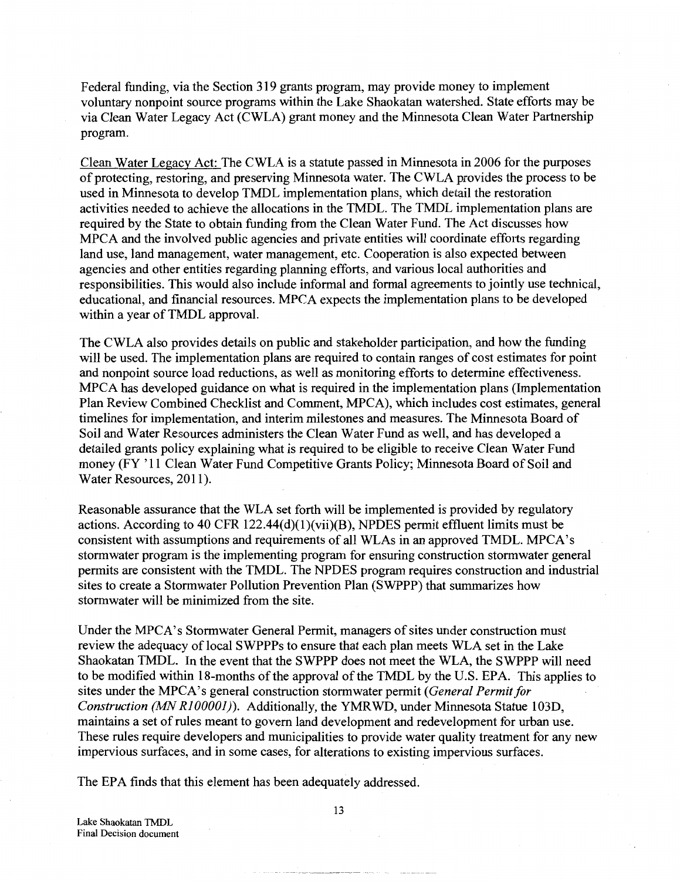Federal funding, via the Section 319 grants program, may provide money to implement voluntary nonpoint source programs within the Lake Shaokatan watershed. State efforts may be via Clean Water Legacy Act (CWLA) grant money and the Minnesota Clean Water Partnership program.

Clean Water Legacy Act: The CWLA is a statute passed in Minnesota in 2006 for the purposes of protecting, restoring, and preserving Minnesota water. The CWLA provides the process to be used in Minnesota to develop TMDL implementation plans, which detail the restoration activities needed to achieve the allocations in the TMDL. The TMDL implementation plans are required by the State to obtain funding from the Clean Water Fund. The Act discusses how MPCA and the involved public agencies and private entities will coordinate efforts regarding land use, land management, water management, etc. Cooperation is also expected between agencies and other entities regarding planning efforts, and various local authorities and responsibilities. This would also include informal and formal agreements to jointly use technical, educational, and financial resources. MPCA expects the implementation plans to be developed within a year of TMDL approval.

The CWLA also provides details on public and stakeholder participation, and how the funding will be used. The implementation plans are required to contain ranges of cost estimates for point and nonpoint source load reductions, as well as monitoring efforts to determine effectiveness. MPCA has developed guidance on what is required in the implementation plans (Implementation Plan Review Combined Checklist and Comment, MPCA), which includes cost estimates, general timelines for implementation, and interim milestones and measures. The Minnesota Board of Soil and Water Resources administers the Clean Water Fund as well, and has developed a detailed grants policy explaining what is required to be eligible to receive Clean Water Fund money (FY '11 Clean Water Fund Competitive Grants Policy; Minnesota Board of Soil and Water Resources, 2011).

Reasonable assurance that the WLA set forth will be implemented is provided by regulatory actions. According to 40 CFR 122.44(d)(1)(vii)(B), NPDES permit effluent limits must be consistent with assumptions and requirements of all WLAs in an approved TMDL. MPCA's stormwater program is the implementing program for ensuring construction stormwater general permits are consistent with the TMDL. The NPDES program requires construction and industrial sites to create a Stormwater Pollution Prevention Plan (SWPPP) that summarizes how stormwater will be minimized from the site.

Under the MPCA's Stormwater General Permit, managers of sites under construction must review the adequacy of local SWPPPs to ensure that each plan meets WLA set in the Lake Shaokatan TMDL. In the event that the SWPPP does not meet the WLA, the SWPPP will need to be modified within 18-months of the approval of the TMDL by the U.S. EPA. This applies to sites under the MPCA's general construction stormwater permit (*General Permit for Construction (MN R100001)*). Additionally, the YMRWD, under Minnesota Statue 103D, maintains a set of rules meant to govern land development and redevelopment for urban use. These rules require developers and municipalities to provide water quality treatment for any new impervious surfaces, and in some cases, for alterations to existing impervious surfaces.

The EPA finds that this element has been adequately addressed.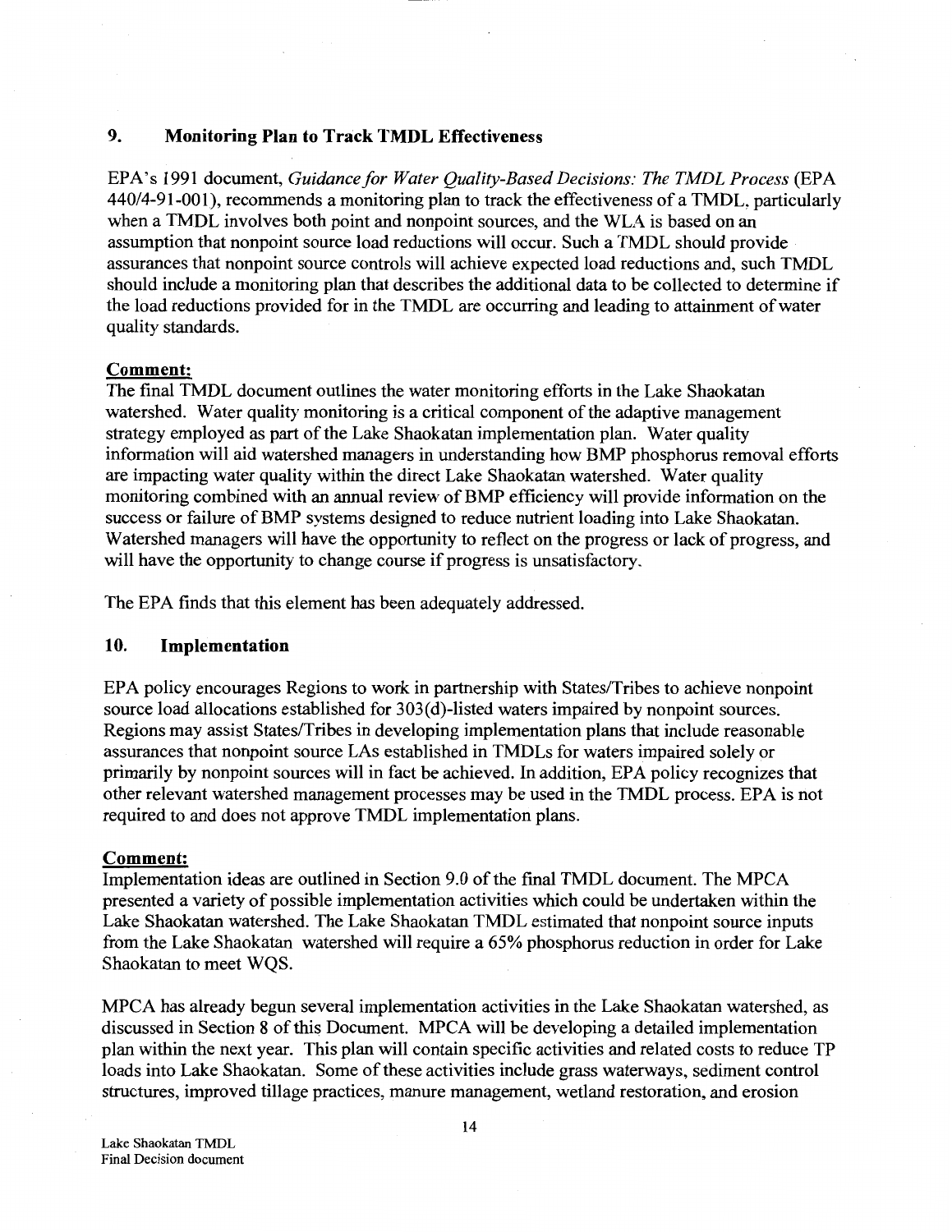## 9. Monitoring Plan to Track TMDL Effectiveness

EPA's 1991 document, *Guidance for Water Quality-Based Decisions: The TMDL Process* (EPA 440/4-91-001), recommends a monitoring plan to track the effectiveness of a TMDL, particularly when a TMDL involves both point and nonpoint sources, and the WLA is based on an assumption that nonpoint source load reductions will occur. Such a TMDL should provide assurances that nonpoint source controls will achieve expected load reductions and, such TMDL should include a monitoring plan that describes the additional data to be collected to determine if the load reductions provided for in the TMDL are occurring and leading to attainment of water quality standards.

**Comment:**
The final TMDL document outlines the water monitoring efforts in the Lake Shaokatan watershed. Water quality monitoring is a critical component of the adaptive management strategy employed as part of the Lake Shaokatan implementation plan. Water quality information will aid watershed managers in understanding how BMP phosphorus removal efforts are impacting water quality within the direct Lake Shaokatan watershed. Water quality monitoring combined with an annual review of BMP efficiency will provide information on the success or failure of BMP systems designed to reduce nutrient loading into Lake Shaokatan. Watershed managers will have the opportunity to reflect on the progress or lack of progress, and will have the opportunity to change course if progress is unsatisfactory.

The EPA finds that this element has been adequately addressed.

## 10. Implementation

EPA policy encourages Regions to work in partnership with States/Tribes to achieve nonpoint source load allocations established for 303(d)-listed waters impaired by nonpoint sources. Regions may assist States/Tribes in developing implementation plans that include reasonable assurances that nonpoint source LAs established in TMDLs for waters impaired solely or primarily by nonpoint sources will in fact be achieved. In addition, EPA policy recognizes that other relevant watershed management processes may be used in the TMDL process. EPA is not required to and does not approve TMDL implementation plans.

**Comment:**
Implementation ideas are outlined in Section 9.0 of the final TMDL document. The MPCA presented a variety of possible implementation activities which could be undertaken within the Lake Shaokatan watershed. The Lake Shaokatan TMDL estimated that nonpoint source inputs from the Lake Shaokatan watershed will require a 65% phosphorus reduction in order for Lake Shaokatan to meet WQS.

MPCA has already begun several implementation activities in the Lake Shaokatan watershed, as discussed in Section 8 of this Document. MPCA will be developing a detailed implementation plan within the next year. This plan will contain specific activities and related costs to reduce TP loads into Lake Shaokatan. Some of these activities include grass waterways, sediment control structures, improved tillage practices, manure management, wetland restoration, and erosion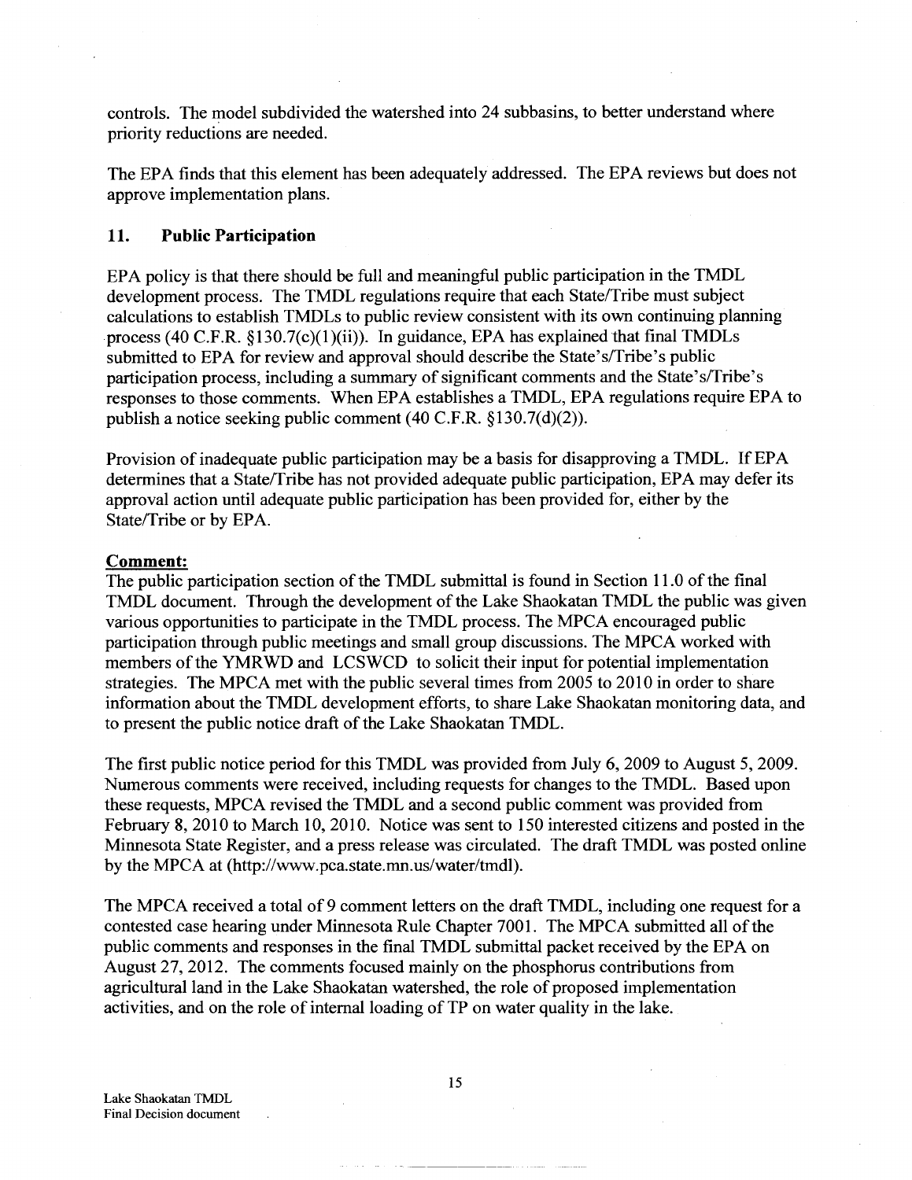controls. The model subdivided the watershed into 24 subbasins, to better understand where priority reductions are needed.

The EPA finds that this element has been adequately addressed. The EPA reviews but does not approve implementation plans.

### 11. Public Participation

EPA policy is that there should be full and meaningful public participation in the TMDL development process. The TMDL regulations require that each State/Tribe must subject calculations to establish TMDLs to public review consistent with its own continuing planning process (40 C.F.R. §130.7(c)(1)(ii)). In guidance, EPA has explained that final TMDLs submitted to EPA for review and approval should describe the State's/Tribe's public participation process, including a summary of significant comments and the State's/Tribe's responses to those comments. When EPA establishes a TMDL, EPA regulations require EPA to publish a notice seeking public comment (40 C.F.R. §130.7(d)(2)).

Provision of inadequate public participation may be a basis for disapproving a TMDL. If EPA determines that a State/Tribe has not provided adequate public participation, EPA may defer its approval action until adequate public participation has been provided for, either by the State/Tribe or by EPA.

**Comment:**

The public participation section of the TMDL submittal is found in Section 11.0 of the final TMDL document. Through the development of the Lake Shaokatan TMDL the public was given various opportunities to participate in the TMDL process. The MPCA encouraged public participation through public meetings and small group discussions. The MPCA worked with members of the YMRWD and LCSWCD to solicit their input for potential implementation strategies. The MPCA met with the public several times from 2005 to 2010 in order to share information about the TMDL development efforts, to share Lake Shaokatan monitoring data, and to present the public notice draft of the Lake Shaokatan TMDL.

The first public notice period for this TMDL was provided from July 6, 2009 to August 5, 2009. Numerous comments were received, including requests for changes to the TMDL. Based upon these requests, MPCA revised the TMDL and a second public comment was provided from February 8, 2010 to March 10, 2010. Notice was sent to 150 interested citizens and posted in the Minnesota State Register, and a press release was circulated. The draft TMDL was posted online by the MPCA at (http://www.pca.state.mn.us/water/tmdl).

The MPCA received a total of 9 comment letters on the draft TMDL, including one request for a contested case hearing under Minnesota Rule Chapter 7001. The MPCA submitted all of the public comments and responses in the final TMDL submittal packet received by the EPA on August 27, 2012. The comments focused mainly on the phosphorus contributions from agricultural land in the Lake Shaokatan watershed, the role of proposed implementation activities, and on the role of internal loading of TP on water quality in the lake.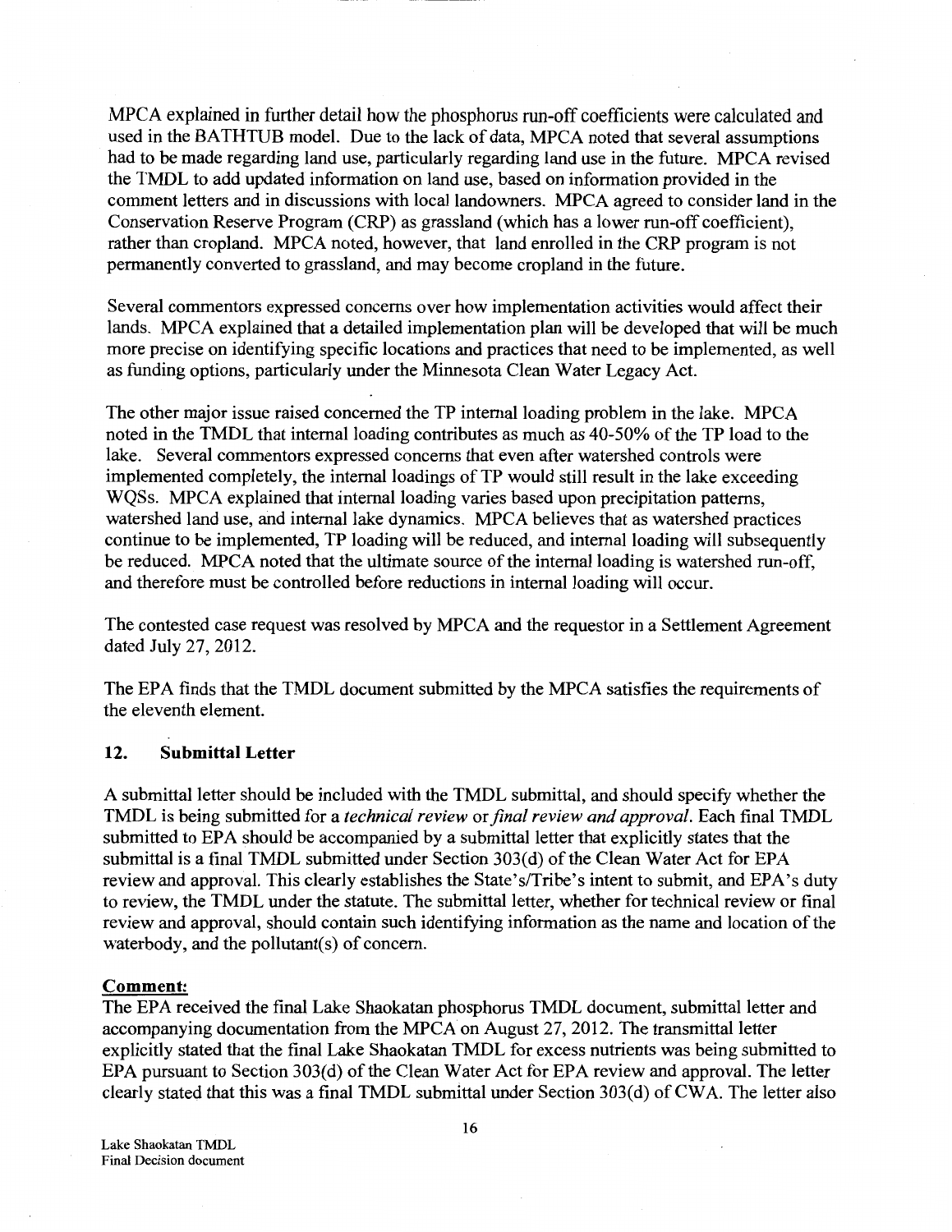MPCA explained in further detail how the phosphorus run-off coefficients were calculated and used in the BATHTUB model. Due to the lack of data, MPCA noted that several assumptions had to be made regarding land use, particularly regarding land use in the future. MPCA revised the TMDL to add updated information on land use, based on information provided in the comment letters and in discussions with local landowners. MPCA agreed to consider land in the Conservation Reserve Program (CRP) as grassland (which has a lower run-off coefficient), rather than cropland. MPCA noted, however, that land enrolled in the CRP program is not permanently converted to grassland, and may become cropland in the future.

Several commentors expressed concerns over how implementation activities would affect their lands. MPCA explained that a detailed implementation plan will be developed that will be much more precise on identifying specific locations and practices that need to be implemented, as well as funding options, particularly under the Minnesota Clean Water Legacy Act.

The other major issue raised concerned the TP internal loading problem in the lake. MPCA noted in the TMDL that internal loading contributes as much as 40-50% of the TP load to the lake. Several commentors expressed concerns that even after watershed controls were implemented completely, the internal loadings of TP would still result in the lake exceeding WQSs. MPCA explained that internal loading varies based upon precipitation patterns, watershed land use, and internal lake dynamics. MPCA believes that as watershed practices continue to be implemented, TP loading will be reduced, and internal loading will subsequently be reduced. MPCA noted that the ultimate source of the internal loading is watershed run-off, and therefore must be controlled before reductions in internal loading will occur.

The contested case request was resolved by MPCA and the requestor in a Settlement Agreement dated July 27, 2012.

The EPA finds that the TMDL document submitted by the MPCA satisfies the requirements of the eleventh element.

## 12. Submittal Letter

A submittal letter should be included with the TMDL submittal, and should specify whether the TMDL is being submitted for a *technical review* or *final review and approval*. Each final TMDL submitted to EPA should be accompanied by a submittal letter that explicitly states that the submittal is a final TMDL submitted under Section 303(d) of the Clean Water Act for EPA review and approval. This clearly establishes the State's/Tribe's intent to submit, and EPA's duty to review, the TMDL under the statute. The submittal letter, whether for technical review or final review and approval, should contain such identifying information as the name and location of the waterbody, and the pollutant(s) of concern.

**Comment:**
The EPA received the final Lake Shaokatan phosphorus TMDL document, submittal letter and accompanying documentation from the MPCA on August 27, 2012. The transmittal letter explicitly stated that the final Lake Shaokatan TMDL for excess nutrients was being submitted to EPA pursuant to Section 303(d) of the Clean Water Act for EPA review and approval. The letter clearly stated that this was a final TMDL submittal under Section 303(d) of CWA. The letter also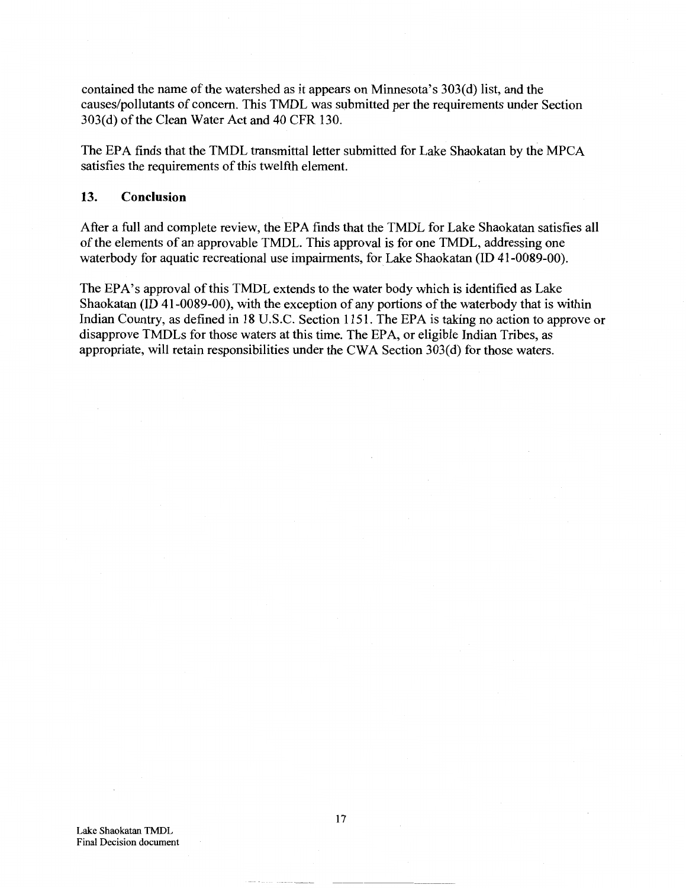contained the name of the watershed as it appears on Minnesota's 303(d) list, and the causes/pollutants of concern. This TMDL was submitted per the requirements under Section 303(d) of the Clean Water Act and 40 CFR 130.

The EPA finds that the TMDL transmittal letter submitted for Lake Shaokatan by the MPCA satisfies the requirements of this twelfth element.

## 13. Conclusion

After a full and complete review, the EPA finds that the TMDL for Lake Shaokatan satisfies all of the elements of an approvable TMDL. This approval is for one TMDL, addressing one waterbody for aquatic recreational use impairments, for Lake Shaokatan (ID 41-0089-00).

The EPA's approval of this TMDL extends to the water body which is identified as Lake Shaokatan (ID 41-0089-00), with the exception of any portions of the waterbody that is within Indian Country, as defined in 18 U.S.C. Section 1151. The EPA is taking no action to approve or disapprove TMDLs for those waters at this time. The EPA, or eligible Indian Tribes, as appropriate, will retain responsibilities under the CWA Section 303(d) for those waters.